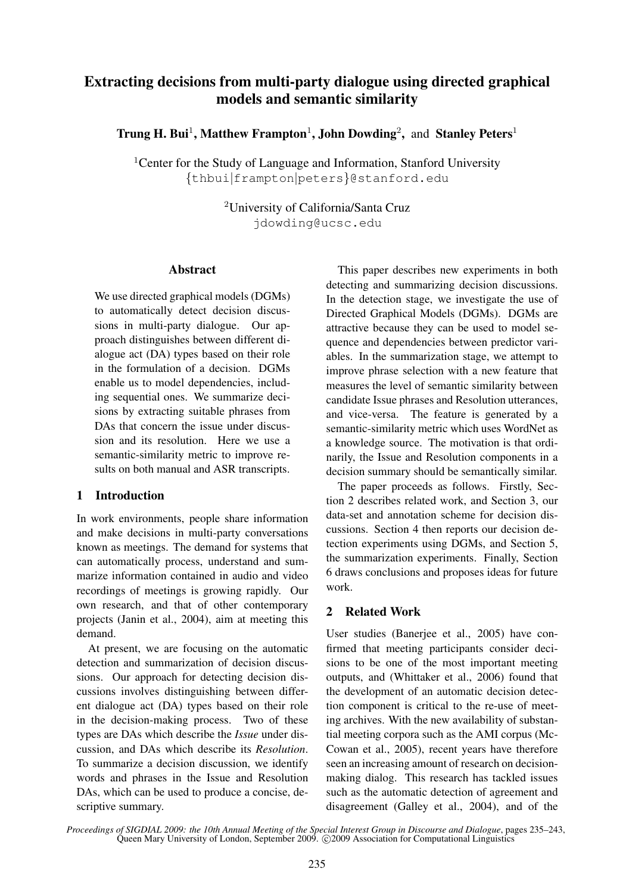# Extracting decisions from multi-party dialogue using directed graphical models and semantic similarity

**Trung H. Bui**[1], **Matthew Frampton**[1], **John Dowding**[2], and **Stanley Peters**[1]

[1]Center for the Study of Language and Information, Stanford University
{thbui|frampton|peters}@stanford.edu

[2]University of California/Santa Cruz
jdowding@ucsc.edu

## Abstract

We use directed graphical models (DGMs) to automatically detect decision discussions in multi-party dialogue. Our approach distinguishes between different dialogue act (DA) types based on their role in the formulation of a decision. DGMs enable us to model dependencies, including sequential ones. We summarize decisions by extracting suitable phrases from DAs that concern the issue under discussion and its resolution. Here we use a semantic-similarity metric to improve results on both manual and ASR transcripts.

## 1 Introduction

In work environments, people share information and make decisions in multi-party conversations known as meetings. The demand for systems that can automatically process, understand and summarize information contained in audio and video recordings of meetings is growing rapidly. Our own research, and that of other contemporary projects (Janin et al., 2004), aim at meeting this demand.

At present, we are focusing on the automatic detection and summarization of decision discussions. Our approach for detecting decision discussions involves distinguishing between different dialogue act (DA) types based on their role in the decision-making process. Two of these types are DAs which describe the *Issue* under discussion, and DAs which describe its *Resolution*. To summarize a decision discussion, we identify words and phrases in the Issue and Resolution DAs, which can be used to produce a concise, descriptive summary.

This paper describes new experiments in both detecting and summarizing decision discussions. In the detection stage, we investigate the use of Directed Graphical Models (DGMs). DGMs are attractive because they can be used to model sequence and dependencies between predictor variables. In the summarization stage, we attempt to improve phrase selection with a new feature that measures the level of semantic similarity between candidate Issue phrases and Resolution utterances, and vice-versa. The feature is generated by a semantic-similarity metric which uses WordNet as a knowledge source. The motivation is that ordinarily, the Issue and Resolution components in a decision summary should be semantically similar.

The paper proceeds as follows. Firstly, Section 2 describes related work, and Section 3, our data-set and annotation scheme for decision discussions. Section 4 then reports our decision detection experiments using DGMs, and Section 5, the summarization experiments. Finally, Section 6 draws conclusions and proposes ideas for future work.

## 2 Related Work

User studies (Banerjee et al., 2005) have confirmed that meeting participants consider decisions to be one of the most important meeting outputs, and (Whittaker et al., 2006) found that the development of an automatic decision detection component is critical to the re-use of meeting archives. With the new availability of substantial meeting corpora such as the AMI corpus (McCowan et al., 2005), recent years have therefore seen an increasing amount of research on decision-making dialog. This research has tackled issues such as the automatic detection of agreement and disagreement (Galley et al., 2004), and of the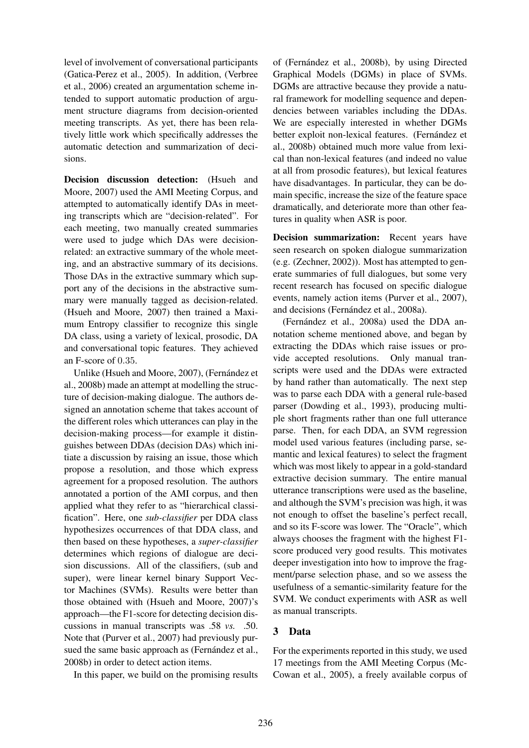level of involvement of conversational participants (Gatica-Perez et al., 2005). In addition, (Verbree et al., 2006) created an argumentation scheme intended to support automatic production of argument structure diagrams from decision-oriented meeting transcripts. As yet, there has been relatively little work which specifically addresses the automatic detection and summarization of decisions.

**Decision discussion detection:** (Hsueh and Moore, 2007) used the AMI Meeting Corpus, and attempted to automatically identify DAs in meeting transcripts which are "decision-related". For each meeting, two manually created summaries were used to judge which DAs were decision-related: an extractive summary of the whole meeting, and an abstractive summary of its decisions. Those DAs in the extractive summary which support any of the decisions in the abstractive summary were manually tagged as decision-related. (Hsueh and Moore, 2007) then trained a Maximum Entropy classifier to recognize this single DA class, using a variety of lexical, prosodic, DA and conversational topic features. They achieved an F-score of $0.35$.

Unlike (Hsueh and Moore, 2007), (Fernández et al., 2008b) made an attempt at modelling the structure of decision-making dialogue. The authors designed an annotation scheme that takes account of the different roles which utterances can play in the decision-making process—for example it distinguishes between DDAs (decision DAs) which initiate a discussion by raising an issue, those which propose a resolution, and those which express agreement for a proposed resolution. The authors annotated a portion of the AMI corpus, and then applied what they refer to as "hierarchical classification". Here, one *sub-classifier* per DDA class hypothesizes occurrences of that DDA class, and then based on these hypotheses, a *super-classifier* determines which regions of dialogue are decision discussions. All of the classifiers, (sub and super), were linear kernel binary Support Vector Machines (SVMs). Results were better than those obtained with (Hsueh and Moore, 2007)'s approach—the F1-score for detecting decision discussions in manual transcripts was .58 *vs.* .50. Note that (Purver et al., 2007) had previously pursued the same basic approach as (Fernández et al., 2008b) in order to detect action items.

In this paper, we build on the promising results of (Fernández et al., 2008b), by using Directed Graphical Models (DGMs) in place of SVMs. DGMs are attractive because they provide a natural framework for modelling sequence and dependencies between variables including the DDAs. We are especially interested in whether DGMs better exploit non-lexical features. (Fernández et al., 2008b) obtained much more value from lexical than non-lexical features (and indeed no value at all from prosodic features), but lexical features have disadvantages. In particular, they can be domain specific, increase the size of the feature space dramatically, and deteriorate more than other features in quality when ASR is poor.

**Decision summarization:** Recent years have seen research on spoken dialogue summarization (e.g. (Zechner, 2002)). Most has attempted to generate summaries of full dialogues, but some very recent research has focused on specific dialogue events, namely action items (Purver et al., 2007), and decisions (Fernández et al., 2008a).

(Fernández et al., 2008a) used the DDA annotation scheme mentioned above, and began by extracting the DDAs which raise issues or provide accepted resolutions. Only manual transcripts were used and the DDAs were extracted by hand rather than automatically. The next step was to parse each DDA with a general rule-based parser (Dowding et al., 1993), producing multiple short fragments rather than one full utterance parse. Then, for each DDA, an SVM regression model used various features (including parse, semantic and lexical features) to select the fragment which was most likely to appear in a gold-standard extractive decision summary. The entire manual utterance transcriptions were used as the baseline, and although the SVM's precision was high, it was not enough to offset the baseline's perfect recall, and so its F-score was lower. The "Oracle", which always chooses the fragment with the highest F1-score produced very good results. This motivates deeper investigation into how to improve the fragment/parse selection phase, and so we assess the usefulness of a semantic-similarity feature for the SVM. We conduct experiments with ASR as well as manual transcripts.

## 3 Data

For the experiments reported in this study, we used 17 meetings from the AMI Meeting Corpus (McCowan et al., 2005), a freely available corpus of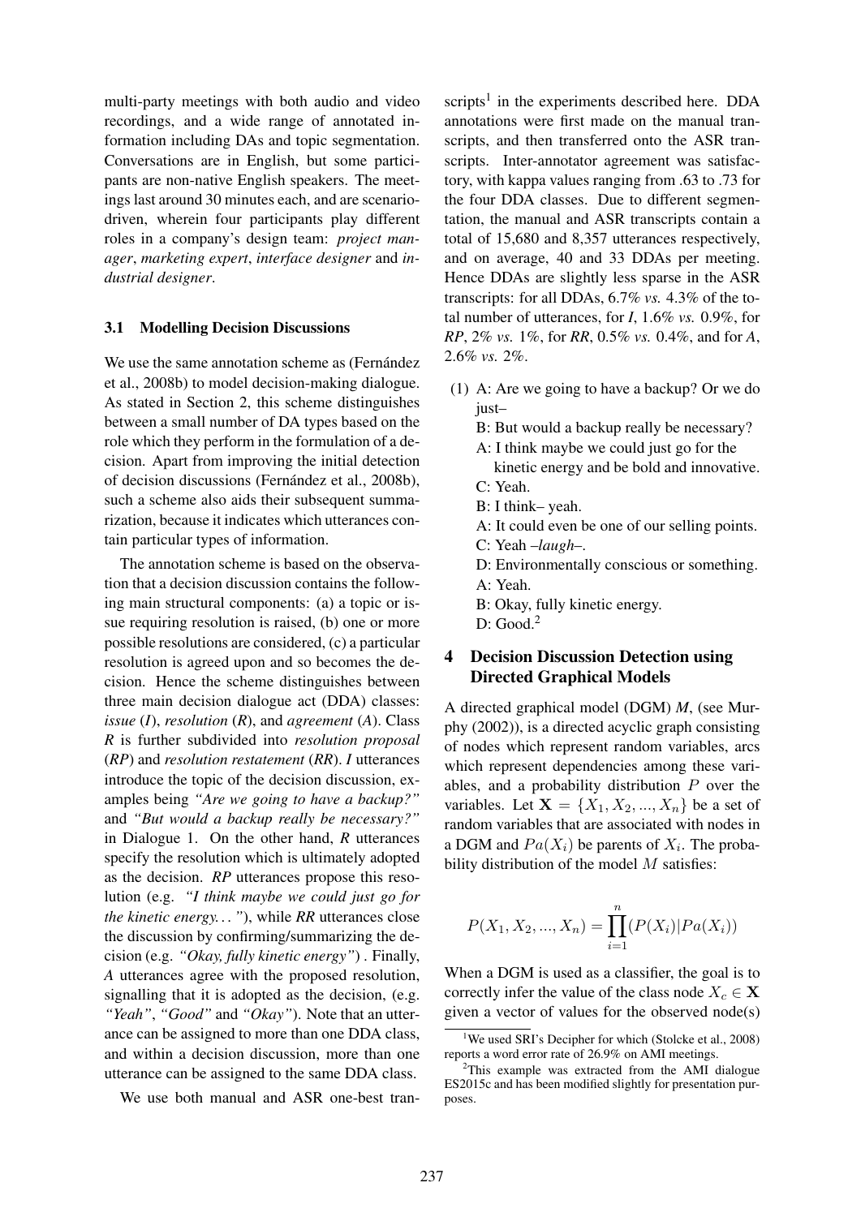multi-party meetings with both audio and video recordings, and a wide range of annotated information including DAs and topic segmentation. Conversations are in English, but some participants are non-native English speakers. The meetings last around 30 minutes each, and are scenario-driven, wherein four participants play different roles in a company's design team: *project manager*, *marketing expert*, *interface designer* and *industrial designer*.

### 3.1 Modelling Decision Discussions

We use the same annotation scheme as (Fernández et al., 2008b) to model decision-making dialogue. As stated in Section 2, this scheme distinguishes between a small number of DA types based on the role which they perform in the formulation of a decision. Apart from improving the initial detection of decision discussions (Fernández et al., 2008b), such a scheme also aids their subsequent summarization, because it indicates which utterances contain particular types of information.

The annotation scheme is based on the observation that a decision discussion contains the following main structural components: (a) a topic or issue requiring resolution is raised, (b) one or more possible resolutions are considered, (c) a particular resolution is agreed upon and so becomes the decision. Hence the scheme distinguishes between three main decision dialogue act (DDA) classes: *issue* (***I***), *resolution* (***R***), and *agreement* (***A***). Class ***R*** is further subdivided into *resolution proposal* (***RP***) and *resolution restatement* (***RR***). ***I*** utterances introduce the topic of the decision discussion, examples being *"Are we going to have a backup?"* and *"But would a backup really be necessary?"* in Dialogue 1. On the other hand, ***R*** utterances specify the resolution which is ultimately adopted as the decision. ***RP*** utterances propose this resolution (e.g. *"I think maybe we could just go for the kinetic energy. . . "*), while ***RR*** utterances close the discussion by confirming/summarizing the decision (e.g. *"Okay, fully kinetic energy"*) . Finally, ***A*** utterances agree with the proposed resolution, signalling that it is adopted as the decision, (e.g. *"Yeah"*, *"Good"* and *"Okay"*). Note that an utterance can be assigned to more than one DDA class, and within a decision discussion, more than one utterance can be assigned to the same DDA class.

We use both manual and ASR one-best transcripts[1] in the experiments described here. DDA annotations were first made on the manual transcripts, and then transferred onto the ASR transcripts. Inter-annotator agreement was satisfactory, with kappa values ranging from .63 to .73 for the four DDA classes. Due to different segmentation, the manual and ASR transcripts contain a total of 15,680 and 8,357 utterances respectively, and on average, 40 and 33 DDAs per meeting. Hence DDAs are slightly less sparse in the ASR transcripts: for all DDAs, 6.7% *vs.* 4.3% of the total number of utterances, for ***I***, 1.6% *vs.* 0.9%, for ***RP***, 2% *vs.* 1%, for ***RR***, 0.5% *vs.* 0.4%, and for ***A***, 2.6% *vs.* 2%.

(1) A: Are we going to have a backup? Or we do just–
B: But would a backup really be necessary?
A: I think maybe we could just go for the kinetic energy and be bold and innovative.
C: Yeah.
B: I think– yeah.
A: It could even be one of our selling points.
C: Yeah *–laugh–*.
D: Environmentally conscious or something.
A: Yeah.
B: Okay, fully kinetic energy.
D: Good.[2]

## 4 Decision Discussion Detection using Directed Graphical Models

A directed graphical model (DGM) *M*, (see Murphy (2002)), is a directed acyclic graph consisting of nodes which represent random variables, arcs which represent dependencies among these variables, and a probability distribution $P$ over the variables. Let $\mathbf{X} = \{X_1, X_2, ..., X_n\}$ be a set of random variables that are associated with nodes in a DGM and $Pa(X_i)$ be parents of $X_i$. The probability distribution of the model $M$ satisfies:

$$P(X_1, X_2, ..., X_n) = \prod_{i=1}^{n} (P(X_i)|Pa(X_i))$$

When a DGM is used as a classifier, the goal is to correctly infer the value of the class node $X_c \in \mathbf{X}$ given a vector of values for the observed node(s)

[1] We used SRI's Decipher for which (Stolcke et al., 2008) reports a word error rate of 26.9% on AMI meetings.

[2] This example was extracted from the AMI dialogue ES2015c and has been modified slightly for presentation purposes.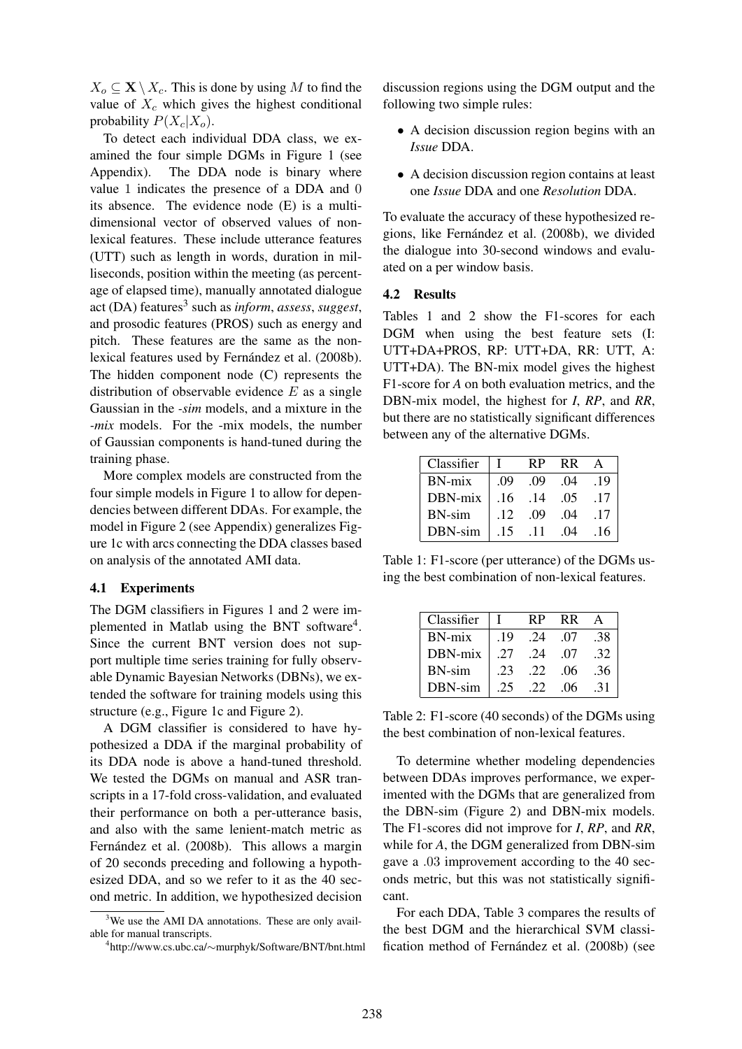$X_o \subseteq \mathbf{X} \setminus X_c$. This is done by using $M$ to find the value of $X_c$ which gives the highest conditional probability $P(X_c|X_o)$.

To detect each individual DDA class, we examined the four simple DGMs in Figure 1 (see Appendix). The DDA node is binary where value 1 indicates the presence of a DDA and 0 its absence. The evidence node (E) is a multi-dimensional vector of observed values of non-lexical features. These include utterance features (UTT) such as length in words, duration in milliseconds, position within the meeting (as percentage of elapsed time), manually annotated dialogue act (DA) features[3] such as *inform*, *assess*, *suggest*, and prosodic features (PROS) such as energy and pitch. These features are the same as the non-lexical features used by Fernández et al. (2008b). The hidden component node (C) represents the distribution of observable evidence $E$ as a single Gaussian in the *-sim* models, and a mixture in the *-mix* models. For the -mix models, the number of Gaussian components is hand-tuned during the training phase.

More complex models are constructed from the four simple models in Figure 1 to allow for dependencies between different DDAs. For example, the model in Figure 2 (see Appendix) generalizes Figure 1c with arcs connecting the DDA classes based on analysis of the annotated AMI data.

### 4.1 Experiments

The DGM classifiers in Figures 1 and 2 were implemented in Matlab using the BNT software[4]. Since the current BNT version does not support multiple time series training for fully observable Dynamic Bayesian Networks (DBNs), we extended the software for training models using this structure (e.g., Figure 1c and Figure 2).

A DGM classifier is considered to have hypothesized a DDA if the marginal probability of its DDA node is above a hand-tuned threshold. We tested the DGMs on manual and ASR transcripts in a 17-fold cross-validation, and evaluated their performance on both a per-utterance basis, and also with the same lenient-match metric as Fernández et al. (2008b). This allows a margin of 20 seconds preceding and following a hypothesized DDA, and so we refer to it as the 40 second metric. In addition, we hypothesized decision discussion regions using the DGM output and the following two simple rules:

- A decision discussion region begins with an *Issue* DDA.
- A decision discussion region contains at least one *Issue* DDA and one *Resolution* DDA.

To evaluate the accuracy of these hypothesized regions, like Fernández et al. (2008b), we divided the dialogue into 30-second windows and evaluated on a per window basis.

[3]We use the AMI DA annotations. These are only available for manual transcripts.

[4]http://www.cs.ubc.ca/∼murphyk/Software/BNT/bnt.html

### 4.2 Results

Tables 1 and 2 show the F1-scores for each DGM when using the best feature sets (I: UTT+DA+PROS, RP: UTT+DA, RR: UTT, A: UTT+DA). The BN-mix model gives the highest F1-score for *A* on both evaluation metrics, and the DBN-mix model, the highest for *I*, *RP*, and *RR*, but there are no statistically significant differences between any of the alternative DGMs.

| Classifier | I | RP | RR | A |
|---|---|---|---|---|
| BN-mix | .09 | .09 | .04 | .19 |
| DBN-mix | .16 | .14 | .05 | .17 |
| BN-sim | .12 | .09 | .04 | .17 |
| DBN-sim | .15 | .11 | .04 | .16 |

Table 1: F1-score (per utterance) of the DGMs using the best combination of non-lexical features.

| Classifier | I | RP | RR | A |
|---|---|---|---|---|
| BN-mix | .19 | .24 | .07 | .38 |
| DBN-mix | .27 | .24 | .07 | .32 |
| BN-sim | .23 | .22 | .06 | .36 |
| DBN-sim | .25 | .22 | .06 | .31 |

Table 2: F1-score (40 seconds) of the DGMs using the best combination of non-lexical features.

To determine whether modeling dependencies between DDAs improves performance, we experimented with the DGMs that are generalized from the DBN-sim (Figure 2) and DBN-mix models. The F1-scores did not improve for *I*, *RP*, and *RR*, while for *A*, the DGM generalized from DBN-sim gave a .03 improvement according to the 40 seconds metric, but this was not statistically significant.

For each DDA, Table 3 compares the results of the best DGM and the hierarchical SVM classification method of Fernández et al. (2008b) (see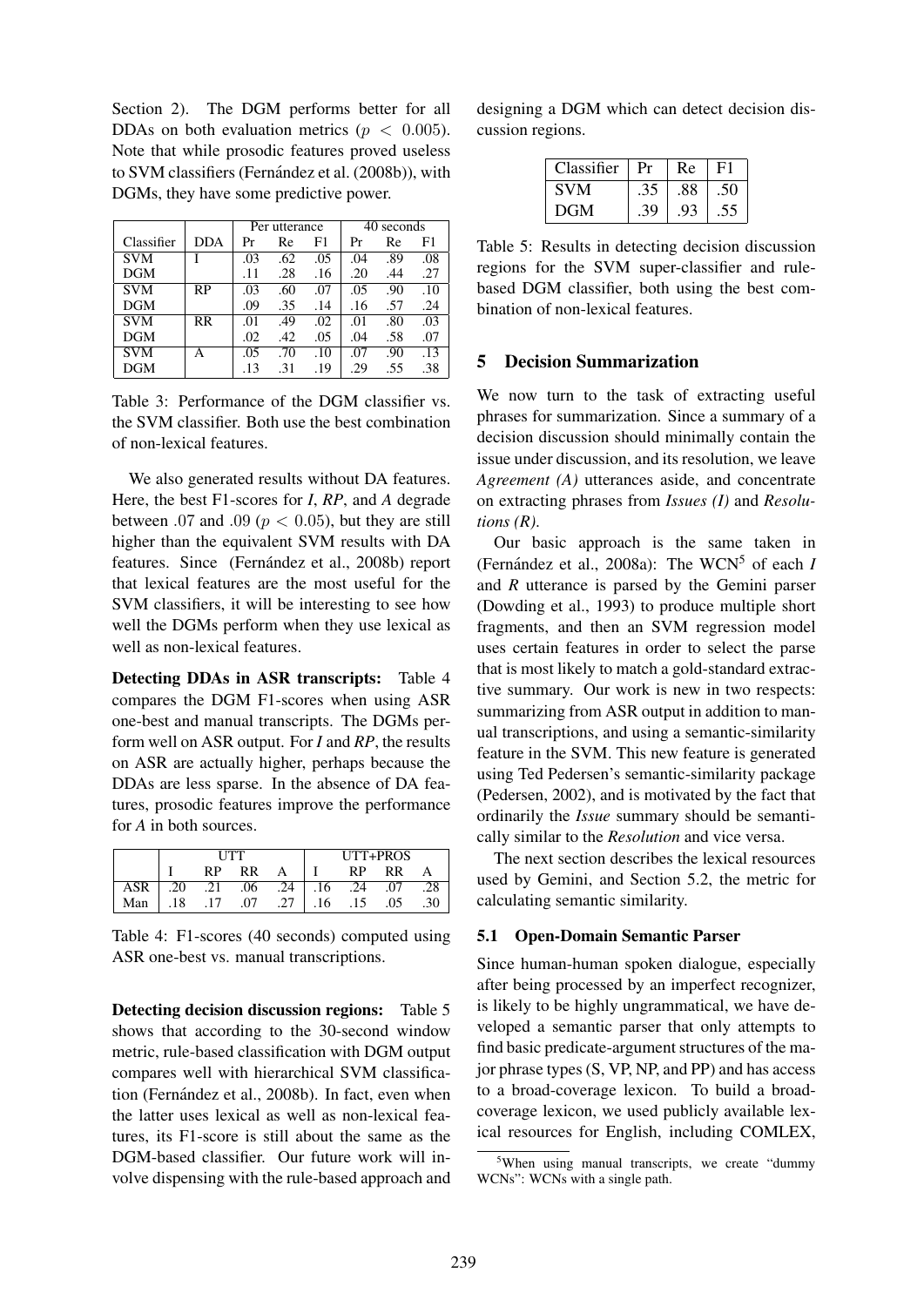Section 2). The DGM performs better for all DDAs on both evaluation metrics ($p < 0.005$). Note that while prosodic features proved useless to SVM classifiers (Fernández et al. (2008b)), with DGMs, they have some predictive power.

| Classifier | DDA | Per utterance Pr | Re | F1 | 40 seconds Pr | Re | F1 |
|---|---|---|---|---|---|---|---|
| SVM | I | .03 | .62 | .05 | .04 | .89 | .08 |
| DGM | | .11 | .28 | .16 | .20 | .44 | .27 |
| SVM | RP | .03 | .60 | .07 | .05 | .90 | .10 |
| DGM | | .09 | .35 | .14 | .16 | .57 | .24 |
| SVM | RR | .01 | .49 | .02 | .01 | .80 | .03 |
| DGM | | .02 | .42 | .05 | .04 | .58 | .07 |
| SVM | A | .05 | .70 | .10 | .07 | .90 | .13 |
| DGM | | .13 | .31 | .19 | .29 | .55 | .38 |

Table 3: Performance of the DGM classifier vs. the SVM classifier. Both use the best combination of non-lexical features.

We also generated results without DA features. Here, the best F1-scores for *I*, *RP*, and *A* degrade between .07 and .09 ($p < 0.05$), but they are still higher than the equivalent SVM results with DA features. Since (Fernández et al., 2008b) report that lexical features are the most useful for the SVM classifiers, it will be interesting to see how well the DGMs perform when they use lexical as well as non-lexical features.

**Detecting DDAs in ASR transcripts:** Table 4 compares the DGM F1-scores when using ASR one-best and manual transcripts. The DGMs perform well on ASR output. For *I* and *RP*, the results on ASR are actually higher, perhaps because the DDAs are less sparse. In the absence of DA features, prosodic features improve the performance for *A* in both sources.

| | UTT I | RP | RR | A | UTT+PROS I | RP | RR | A |
|---|---|---|---|---|---|---|---|---|
| ASR | .20 | .21 | .06 | .24 | .16 | .24 | .07 | .28 |
| Man | .18 | .17 | .07 | .27 | .16 | .15 | .05 | .30 |

Table 4: F1-scores (40 seconds) computed using ASR one-best vs. manual transcriptions.

**Detecting decision discussion regions:** Table 5 shows that according to the 30-second window metric, rule-based classification with DGM output compares well with hierarchical SVM classification (Fernández et al., 2008b). In fact, even when the latter uses lexical as well as non-lexical features, its F1-score is still about the same as the DGM-based classifier. Our future work will involve dispensing with the rule-based approach and designing a DGM which can detect decision discussion regions.

| Classifier | Pr | Re | F1 |
|---|---|---|---|
| SVM | .35 | .88 | .50 |
| DGM | .39 | .93 | .55 |

Table 5: Results in detecting decision discussion regions for the SVM super-classifier and rule-based DGM classifier, both using the best combination of non-lexical features.

## 5 Decision Summarization

We now turn to the task of extracting useful phrases for summarization. Since a summary of a decision discussion should minimally contain the issue under discussion, and its resolution, we leave *Agreement (A)* utterances aside, and concentrate on extracting phrases from *Issues (I)* and *Resolutions (R)*.

Our basic approach is the same taken in (Fernández et al., 2008a): The WCN[5] of each *I* and *R* utterance is parsed by the Gemini parser (Dowding et al., 1993) to produce multiple short fragments, and then an SVM regression model uses certain features in order to select the parse that is most likely to match a gold-standard extractive summary. Our work is new in two respects: summarizing from ASR output in addition to manual transcriptions, and using a semantic-similarity feature in the SVM. This new feature is generated using Ted Pedersen's semantic-similarity package (Pedersen, 2002), and is motivated by the fact that ordinarily the *Issue* summary should be semantically similar to the *Resolution* and vice versa.

The next section describes the lexical resources used by Gemini, and Section 5.2, the metric for calculating semantic similarity.

### 5.1 Open-Domain Semantic Parser

Since human-human spoken dialogue, especially after being processed by an imperfect recognizer, is likely to be highly ungrammatical, we have developed a semantic parser that only attempts to find basic predicate-argument structures of the major phrase types (S, VP, NP, and PP) and has access to a broad-coverage lexicon. To build a broad-coverage lexicon, we used publicly available lexical resources for English, including COMLEX,

[5]When using manual transcripts, we create "dummy WCNs": WCNs with a single path.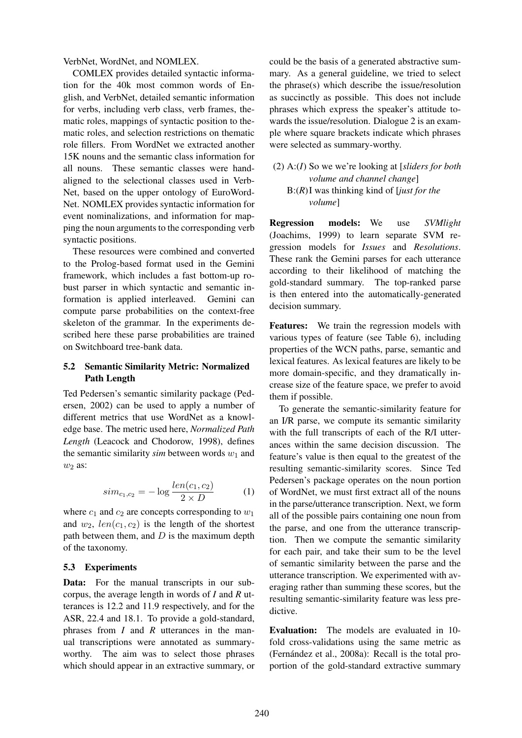VerbNet, WordNet, and NOMLEX.

COMLEX provides detailed syntactic information for the 40k most common words of English, and VerbNet, detailed semantic information for verbs, including verb class, verb frames, thematic roles, mappings of syntactic position to thematic roles, and selection restrictions on thematic role fillers. From WordNet we extracted another 15K nouns and the semantic class information for all nouns. These semantic classes were hand-aligned to the selectional classes used in VerbNet, based on the upper ontology of EuroWordNet. NOMLEX provides syntactic information for event nominalizations, and information for mapping the noun arguments to the corresponding verb syntactic positions.

These resources were combined and converted to the Prolog-based format used in the Gemini framework, which includes a fast bottom-up robust parser in which syntactic and semantic information is applied interleaved. Gemini can compute parse probabilities on the context-free skeleton of the grammar. In the experiments described here these parse probabilities are trained on Switchboard tree-bank data.

### 5.2 Semantic Similarity Metric: Normalized Path Length

Ted Pedersen's semantic similarity package (Pedersen, 2002) can be used to apply a number of different metrics that use WordNet as a knowledge base. The metric used here, *Normalized Path Length* (Leacock and Chodorow, 1998), defines the semantic similarity *sim* between words $w_1$ and $w_2$ as:

$$sim_{c_1,c_2} = -\log \frac{len(c_1,c_2)}{2 \times D} \tag{1}$$

where $c_1$ and $c_2$ are concepts corresponding to $w_1$ and $w_2$, $len(c_1,c_2)$ is the length of the shortest path between them, and $D$ is the maximum depth of the taxonomy.

### 5.3 Experiments

**Data:** For the manual transcripts in our subcorpus, the average length in words of *I* and *R* utterances is 12.2 and 11.9 respectively, and for the ASR, 22.4 and 18.1. To provide a gold-standard, phrases from *I* and *R* utterances in the manual transcriptions were annotated as summary-worthy. The aim was to select those phrases which should appear in an extractive summary, or could be the basis of a generated abstractive summary. As a general guideline, we tried to select the phrase(s) which describe the issue/resolution as succinctly as possible. This does not include phrases which express the speaker's attitude towards the issue/resolution. Dialogue 2 is an example where square brackets indicate which phrases were selected as summary-worthy.

(2) A:(*I*) So we we're looking at [*sliders for both volume and channel change*]
 B:(*R*) I was thinking kind of [*just for the volume*]

**Regression models:** We use *SVMlight* (Joachims, 1999) to learn separate SVM regression models for *Issues* and *Resolutions*. These rank the Gemini parses for each utterance according to their likelihood of matching the gold-standard summary. The top-ranked parse is then entered into the automatically-generated decision summary.

**Features:** We train the regression models with various types of feature (see Table 6), including properties of the WCN paths, parse, semantic and lexical features. As lexical features are likely to be more domain-specific, and they dramatically increase size of the feature space, we prefer to avoid them if possible.

To generate the semantic-similarity feature for an I/R parse, we compute its semantic similarity with the full transcripts of each of the R/I utterances within the same decision discussion. The feature's value is then equal to the greatest of the resulting semantic-similarity scores. Since Ted Pedersen's package operates on the noun portion of WordNet, we must first extract all of the nouns in the parse/utterance transcription. Next, we form all of the possible pairs containing one noun from the parse, and one from the utterance transcription. Then we compute the semantic similarity for each pair, and take their sum to be the level of semantic similarity between the parse and the utterance transcription. We experimented with averaging rather than summing these scores, but the resulting semantic-similarity feature was less predictive.

**Evaluation:** The models are evaluated in 10-fold cross-validations using the same metric as (Fernández et al., 2008a): Recall is the total proportion of the gold-standard extractive summary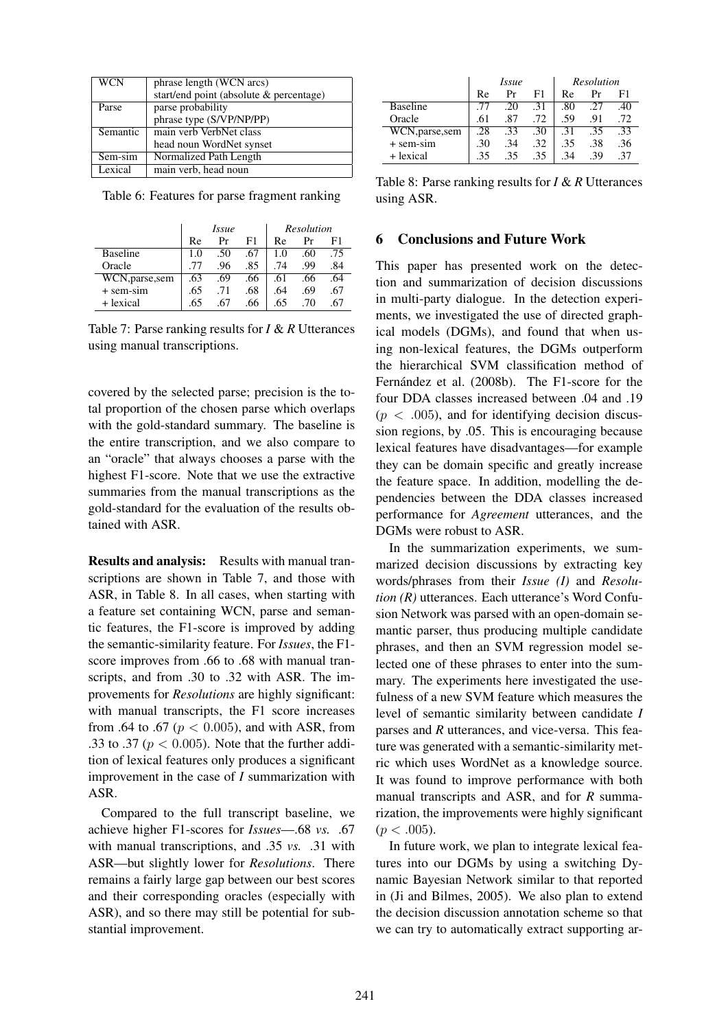| WCN | phrase length (WCN arcs) |
|---|---|
| | start/end point (absolute & percentage) |
| Parse | parse probability |
| | phrase type (S/VP/NP/PP) |
| Semantic | main verb VerbNet class |
| | head noun WordNet synset |
| Sem-sim | Normalized Path Length |
| Lexical | main verb, head noun |

Table 6: Features for parse fragment ranking

| | *Issue* | | | *Resolution* | | |
|---|---|---|---|---|---|---|
| | Re | Pr | F1 | Re | Pr | F1 |
| Baseline | 1.0 | .50 | .67 | 1.0 | .60 | .75 |
| Oracle | .77 | .96 | .85 | .74 | .99 | .84 |
| WCN,parse,sem | .63 | .69 | .66 | .61 | .66 | .64 |
| + sem-sim | .65 | .71 | .68 | .64 | .69 | .67 |
| + lexical | .65 | .67 | .66 | .65 | .70 | .67 |

Table 7: Parse ranking results for *I* & *R* Utterances using manual transcriptions.

covered by the selected parse; precision is the total proportion of the chosen parse which overlaps with the gold-standard summary. The baseline is the entire transcription, and we also compare to an "oracle" that always chooses a parse with the highest F1-score. Note that we use the extractive summaries from the manual transcriptions as the gold-standard for the evaluation of the results obtained with ASR.

**Results and analysis:** Results with manual transcriptions are shown in Table 7, and those with ASR, in Table 8. In all cases, when starting with a feature set containing WCN, parse and semantic features, the F1-score is improved by adding the semantic-similarity feature. For *Issues*, the F1-score improves from .66 to .68 with manual transcripts, and from .30 to .32 with ASR. The improvements for *Resolutions* are highly significant: with manual transcripts, the F1 score increases from .64 to .67 ($p < 0.005$), and with ASR, from .33 to .37 ($p < 0.005$). Note that the further addition of lexical features only produces a significant improvement in the case of *I* summarization with ASR.

Compared to the full transcript baseline, we achieve higher F1-scores for *Issues*—.68 *vs.* .67 with manual transcriptions, and .35 *vs.* .31 with ASR—but slightly lower for *Resolutions*. There remains a fairly large gap between our best scores and their corresponding oracles (especially with ASR), and so there may still be potential for substantial improvement.

| | *Issue* | | | *Resolution* | | |
|---|---|---|---|---|---|---|
| | Re | Pr | F1 | Re | Pr | F1 |
| Baseline | .77 | .20 | .31 | .80 | .27 | .40 |
| Oracle | .61 | .87 | .72 | .59 | .91 | .72 |
| WCN,parse,sem | .28 | .33 | .30 | .31 | .35 | .33 |
| + sem-sim | .30 | .34 | .32 | .35 | .38 | .36 |
| + lexical | .35 | .35 | .35 | .34 | .39 | .37 |

Table 8: Parse ranking results for *I* & *R* Utterances using ASR.

## 6 Conclusions and Future Work

This paper has presented work on the detection and summarization of decision discussions in multi-party dialogue. In the detection experiments, we investigated the use of directed graphical models (DGMs), and found that when using non-lexical features, the DGMs outperform the hierarchical SVM classification method of Fernández et al. (2008b). The F1-score for the four DDA classes increased between .04 and .19 ($p < .005$), and for identifying decision discussion regions, by .05. This is encouraging because lexical features have disadvantages—for example they can be domain specific and greatly increase the feature space. In addition, modelling the dependencies between the DDA classes increased performance for *Agreement* utterances, and the DGMs were robust to ASR.

In the summarization experiments, we summarized decision discussions by extracting key words/phrases from their *Issue (I)* and *Resolution (R)* utterances. Each utterance's Word Confusion Network was parsed with an open-domain semantic parser, thus producing multiple candidate phrases, and then an SVM regression model selected one of these phrases to enter into the summary. The experiments here investigated the usefulness of a new SVM feature which measures the level of semantic similarity between candidate *I* parses and *R* utterances, and vice-versa. This feature was generated with a semantic-similarity metric which uses WordNet as a knowledge source. It was found to improve performance with both manual transcripts and ASR, and for *R* summarization, the improvements were highly significant ($p < .005$).

In future work, we plan to integrate lexical features into our DGMs by using a switching Dynamic Bayesian Network similar to that reported in (Ji and Bilmes, 2005). We also plan to extend the decision discussion annotation scheme so that we can try to automatically extract supporting ar-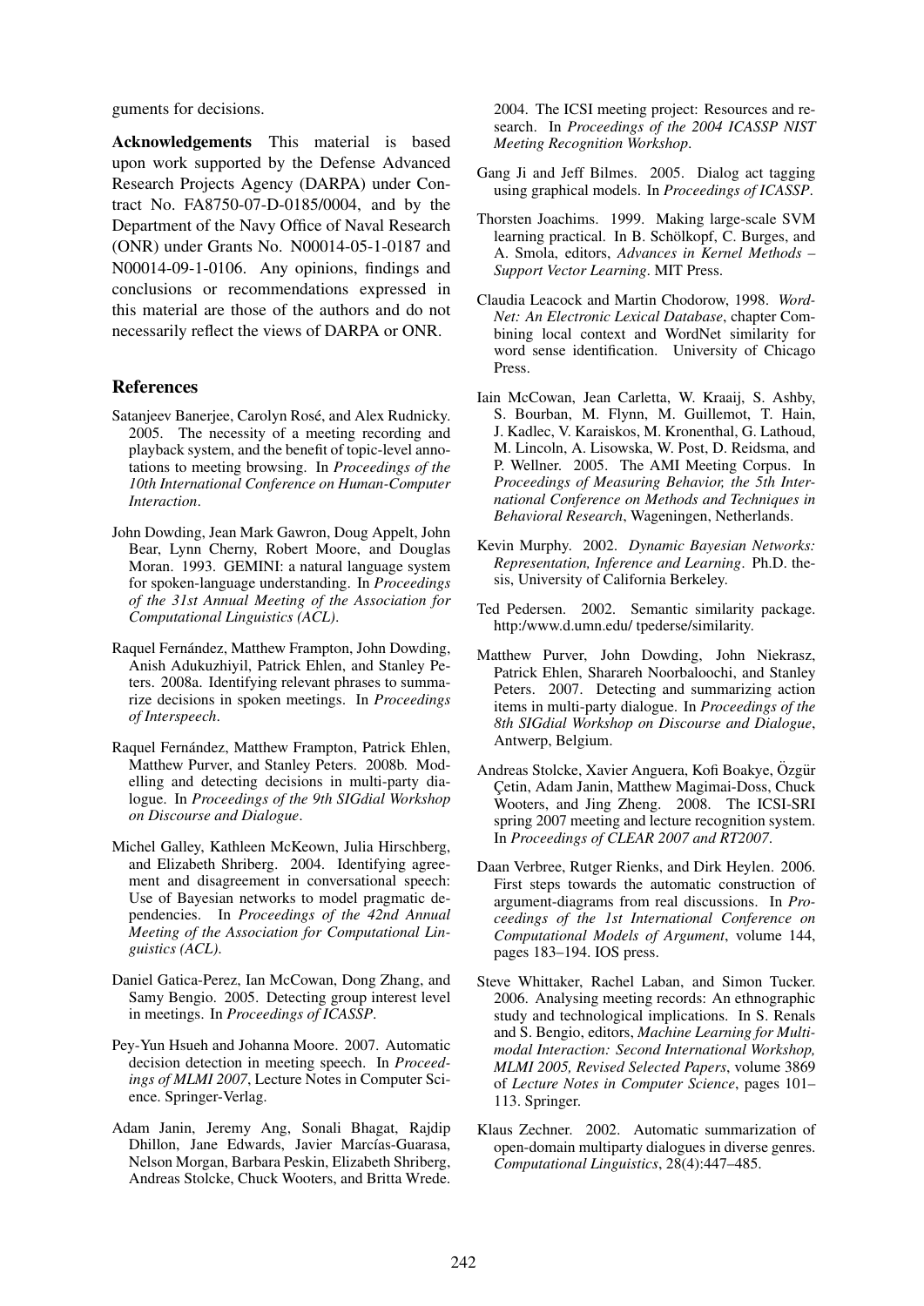guments for decisions.

**Acknowledgements** This material is based upon work supported by the Defense Advanced Research Projects Agency (DARPA) under Contract No. FA8750-07-D-0185/0004, and by the Department of the Navy Office of Naval Research (ONR) under Grants No. N00014-05-1-0187 and N00014-09-1-0106. Any opinions, findings and conclusions or recommendations expressed in this material are those of the authors and do not necessarily reflect the views of DARPA or ONR.

## References

Satanjeev Banerjee, Carolyn Rosé, and Alex Rudnicky. 2005. The necessity of a meeting recording and playback system, and the benefit of topic-level annotations to meeting browsing. In *Proceedings of the 10th International Conference on Human-Computer Interaction*.

John Dowding, Jean Mark Gawron, Doug Appelt, John Bear, Lynn Cherny, Robert Moore, and Douglas Moran. 1993. GEMINI: a natural language system for spoken-language understanding. In *Proceedings of the 31st Annual Meeting of the Association for Computational Linguistics (ACL)*.

Raquel Fernández, Matthew Frampton, John Dowding, Anish Adukuzhiyil, Patrick Ehlen, and Stanley Peters. 2008a. Identifying relevant phrases to summarize decisions in spoken meetings. In *Proceedings of Interspeech*.

Raquel Fernández, Matthew Frampton, Patrick Ehlen, Matthew Purver, and Stanley Peters. 2008b. Modelling and detecting decisions in multi-party dialogue. In *Proceedings of the 9th SIGdial Workshop on Discourse and Dialogue*.

Michel Galley, Kathleen McKeown, Julia Hirschberg, and Elizabeth Shriberg. 2004. Identifying agreement and disagreement in conversational speech: Use of Bayesian networks to model pragmatic dependencies. In *Proceedings of the 42nd Annual Meeting of the Association for Computational Linguistics (ACL)*.

Daniel Gatica-Perez, Ian McCowan, Dong Zhang, and Samy Bengio. 2005. Detecting group interest level in meetings. In *Proceedings of ICASSP*.

Pey-Yun Hsueh and Johanna Moore. 2007. Automatic decision detection in meeting speech. In *Proceedings of MLMI 2007*, Lecture Notes in Computer Science. Springer-Verlag.

Adam Janin, Jeremy Ang, Sonali Bhagat, Rajdip Dhillon, Jane Edwards, Javier Marcías-Guarasa, Nelson Morgan, Barbara Peskin, Elizabeth Shriberg, Andreas Stolcke, Chuck Wooters, and Britta Wrede. 2004. The ICSI meeting project: Resources and research. In *Proceedings of the 2004 ICASSP NIST Meeting Recognition Workshop*.

Gang Ji and Jeff Bilmes. 2005. Dialog act tagging using graphical models. In *Proceedings of ICASSP*.

Thorsten Joachims. 1999. Making large-scale SVM learning practical. In B. Schölkopf, C. Burges, and A. Smola, editors, *Advances in Kernel Methods – Support Vector Learning*. MIT Press.

Claudia Leacock and Martin Chodorow, 1998. *WordNet: An Electronic Lexical Database*, chapter Combining local context and WordNet similarity for word sense identification. University of Chicago Press.

Iain McCowan, Jean Carletta, W. Kraaij, S. Ashby, S. Bourban, M. Flynn, M. Guillemot, T. Hain, J. Kadlec, V. Karaiskos, M. Kronenthal, G. Lathoud, M. Lincoln, A. Lisowska, W. Post, D. Reidsma, and P. Wellner. 2005. The AMI Meeting Corpus. In *Proceedings of Measuring Behavior, the 5th International Conference on Methods and Techniques in Behavioral Research*, Wageningen, Netherlands.

Kevin Murphy. 2002. *Dynamic Bayesian Networks: Representation, Inference and Learning*. Ph.D. thesis, University of California Berkeley.

Ted Pedersen. 2002. Semantic similarity package. http:/www.d.umn.edu/ tpederse/similarity.

Matthew Purver, John Dowding, John Niekrasz, Patrick Ehlen, Sharareh Noorbaloochi, and Stanley Peters. 2007. Detecting and summarizing action items in multi-party dialogue. In *Proceedings of the 8th SIGdial Workshop on Discourse and Dialogue*, Antwerp, Belgium.

Andreas Stolcke, Xavier Anguera, Kofi Boakye, Özgür Çetin, Adam Janin, Matthew Magimai-Doss, Chuck Wooters, and Jing Zheng. 2008. The ICSI-SRI spring 2007 meeting and lecture recognition system. In *Proceedings of CLEAR 2007 and RT2007*.

Daan Verbree, Rutger Rienks, and Dirk Heylen. 2006. First steps towards the automatic construction of argument-diagrams from real discussions. In *Proceedings of the 1st International Conference on Computational Models of Argument*, volume 144, pages 183–194. IOS press.

Steve Whittaker, Rachel Laban, and Simon Tucker. 2006. Analysing meeting records: An ethnographic study and technological implications. In S. Renals and S. Bengio, editors, *Machine Learning for Multimodal Interaction: Second International Workshop, MLMI 2005, Revised Selected Papers*, volume 3869 of *Lecture Notes in Computer Science*, pages 101–113. Springer.

Klaus Zechner. 2002. Automatic summarization of open-domain multiparty dialogues in diverse genres. *Computational Linguistics*, 28(4):447–485.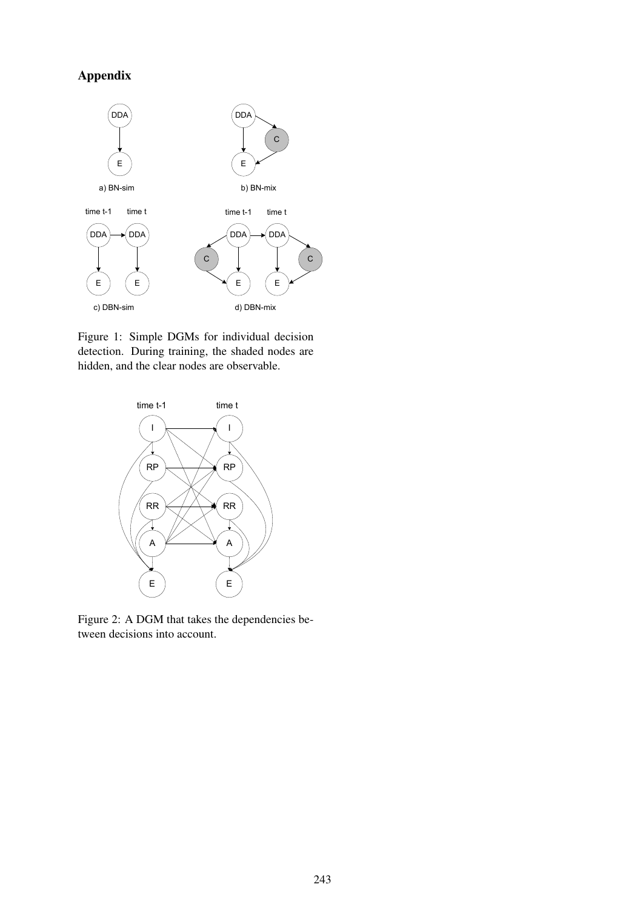## Appendix

DDA

E

a) BN-sim

DDA

C

E

b) BN-mix

time t-1 time t

DDA DDA

E E

c) DBN-sim

time t-1 time t

DDA DDA

C C

E E

d) DBN-mix

Figure 1: Simple DGMs for individual decision detection. During training, the shaded nodes are hidden, and the clear nodes are observable.

time t-1 time t

I I

RP RP

RR RR

A A

E E

Figure 2: A DGM that takes the dependencies between decisions into account.